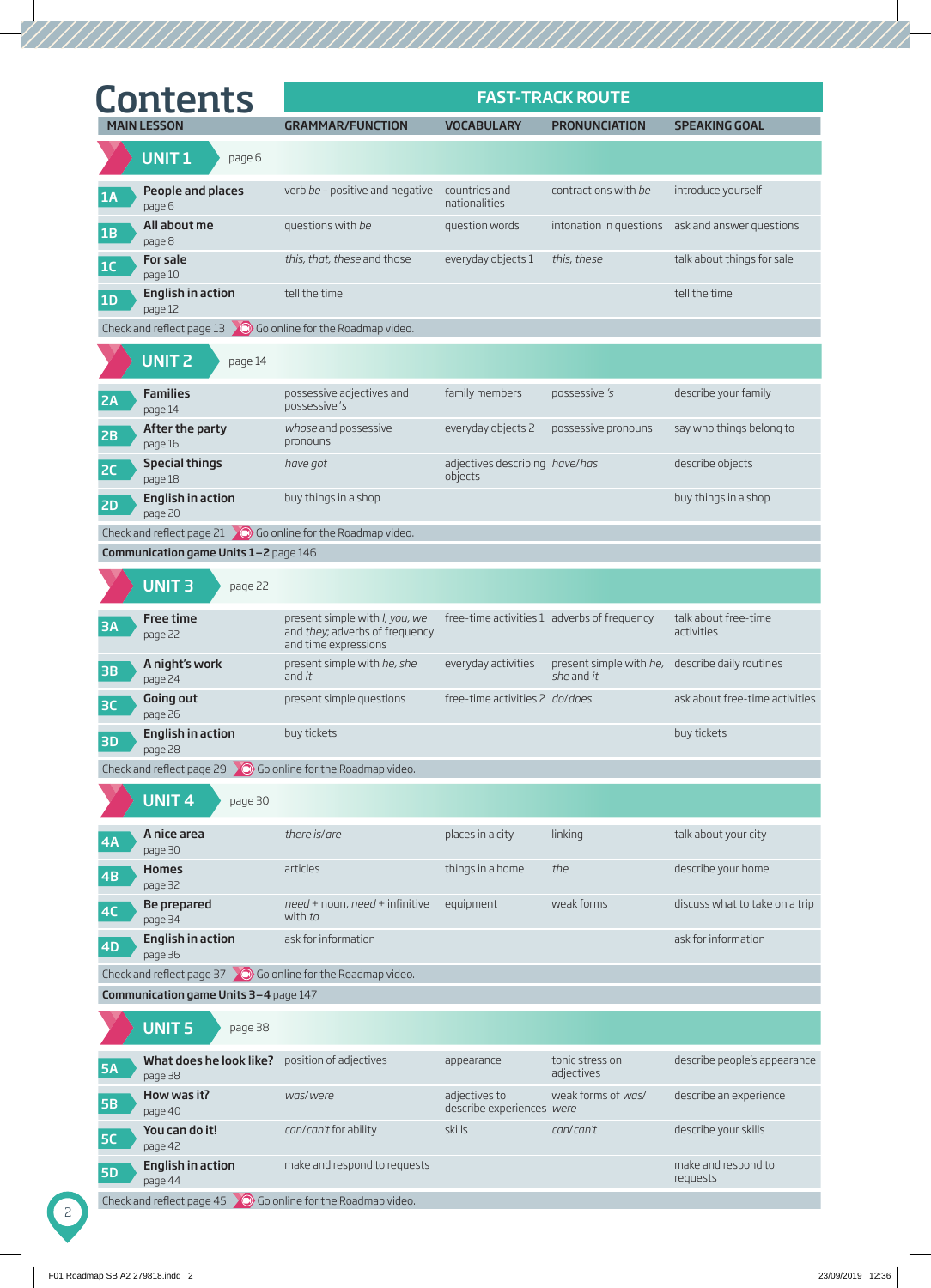# Contents

| MAIN LESSON | GRAMMAR/FUNCTION | VOCABULARY | PRONUNCIATION | SPEAKING GOAL |
|---|---|---|---|---|
| **FAST-TRACK ROUTE** | | | | |
| **UNIT 1** page 6 | | | | |
| **1A** **People and places** page 6 | verb *be* – positive and negative | countries and nationalities | contractions with *be* | introduce yourself |
| **1B** **All about me** page 8 | questions with *be* | question words | intonation in questions | ask and answer questions |
| **1C** **For sale** page 10 | *this, that, these* and *those* | everyday objects 1 | *this, these* | talk about things for sale |
| **1D** **English in action** page 12 | tell the time | | | tell the time |
| Check and reflect page 13 — Go online for the Roadmap video. | | | | |
| **UNIT 2** page 14 | | | | |
| **2A** **Families** page 14 | possessive adjectives and possessive *'s* | family members | possessive *'s* | describe your family |
| **2B** **After the party** page 16 | *whose* and possessive pronouns | everyday objects 2 | possessive pronouns | say who things belong to |
| **2C** **Special things** page 18 | *have got* | adjectives describing objects | *have/has* | describe objects |
| **2D** **English in action** page 20 | buy things in a shop | | | buy things in a shop |
| Check and reflect page 21 — Go online for the Roadmap video. | | | | |
| **Communication game Units 1–2** page 146 | | | | |
| **UNIT 3** page 22 | | | | |
| **3A** **Free time** page 22 | present simple with *I, you, we* and *they*; adverbs of frequency and time expressions | free-time activities 1 | adverbs of frequency | talk about free-time activities |
| **3B** **A night's work** page 24 | present simple with *he, she* and *it* | everyday activities | present simple with *he, she* and *it* | describe daily routines |
| **3C** **Going out** page 26 | present simple questions | free-time activities 2 | *do/does* | ask about free-time activities |
| **3D** **English in action** page 28 | buy tickets | | | buy tickets |
| Check and reflect page 29 — Go online for the Roadmap video. | | | | |
| **UNIT 4** page 30 | | | | |
| **4A** **A nice area** page 30 | *there is/are* | places in a city | linking | talk about your city |
| **4B** **Homes** page 32 | articles | things in a home | *the* | describe your home |
| **4C** **Be prepared** page 34 | *need* + noun, *need* + infinitive with *to* | equipment | weak forms | discuss what to take on a trip |
| **4D** **English in action** page 36 | ask for information | | | ask for information |
| Check and reflect page 37 — Go online for the Roadmap video. | | | | |
| **Communication game Units 3–4** page 147 | | | | |
| **UNIT 5** page 38 | | | | |
| **5A** **What does he look like?** page 38 | position of adjectives | appearance | tonic stress on adjectives | describe people's appearance |
| **5B** **How was it?** page 40 | *was/were* | adjectives to describe experiences | weak forms of *was/were* | describe an experience |
| **5C** **You can do it!** page 42 | *can/can't* for ability | skills | *can/can't* | describe your skills |
| **5D** **English in action** page 44 | make and respond to requests | | | make and respond to requests |
| Check and reflect page 45 — Go online for the Roadmap video. | | | | |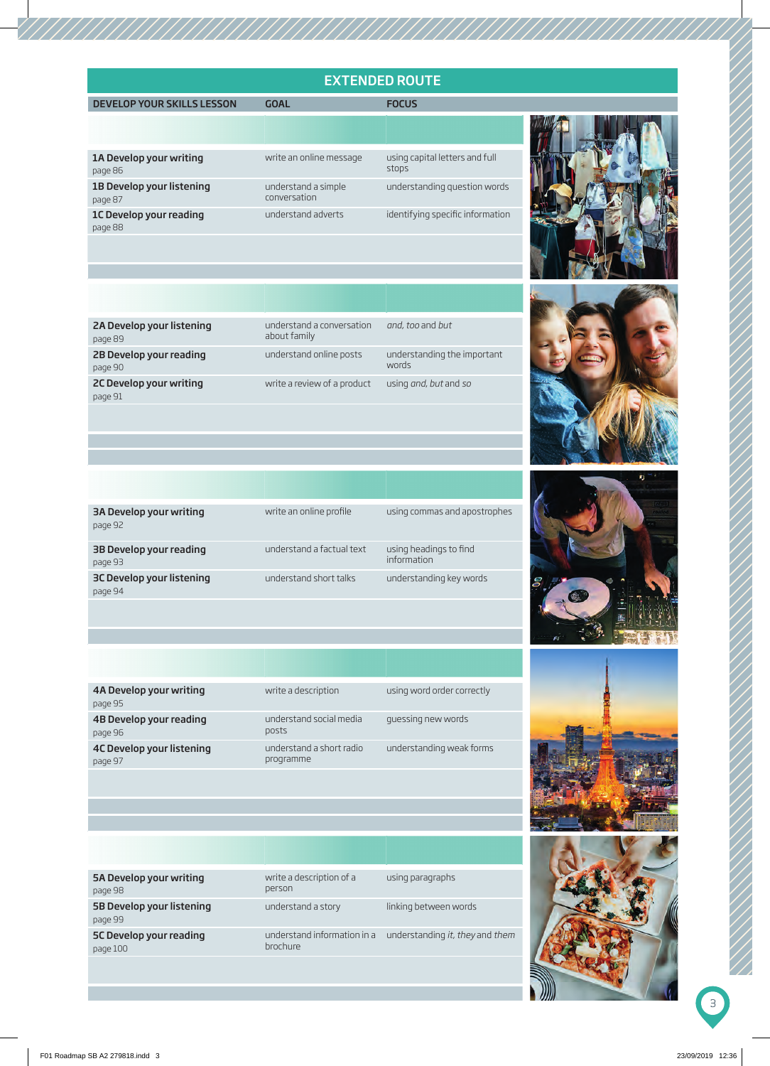# EXTENDED ROUTE

| DEVELOP YOUR SKILLS LESSON | GOAL | FOCUS |
|---|---|---|
| **1A Develop your writing** page 86 | write an online message | using capital letters and full stops |
| **1B Develop your listening** page 87 | understand a simple conversation | understanding question words |
| **1C Develop your reading** page 88 | understand adverts | identifying specific information |
| **2A Develop your listening** page 89 | understand a conversation about family | *and, too* and *but* |
| **2B Develop your reading** page 90 | understand online posts | understanding the important words |
| **2C Develop your writing** page 91 | write a review of a product | using *and, but* and *so* |
| **3A Develop your writing** page 92 | write an online profile | using commas and apostrophes |
| **3B Develop your reading** page 93 | understand a factual text | using headings to find information |
| **3C Develop your listening** page 94 | understand short talks | understanding key words |
| **4A Develop your writing** page 95 | write a description | using word order correctly |
| **4B Develop your reading** page 96 | understand social media posts | guessing new words |
| **4C Develop your listening** page 97 | understand a short radio programme | understanding weak forms |
| **5A Develop your writing** page 98 | write a description of a person | using paragraphs |
| **5B Develop your listening** page 99 | understand a story | linking between words |
| **5C Develop your reading** page 100 | understand information in a brochure | understanding *it, they* and *them* |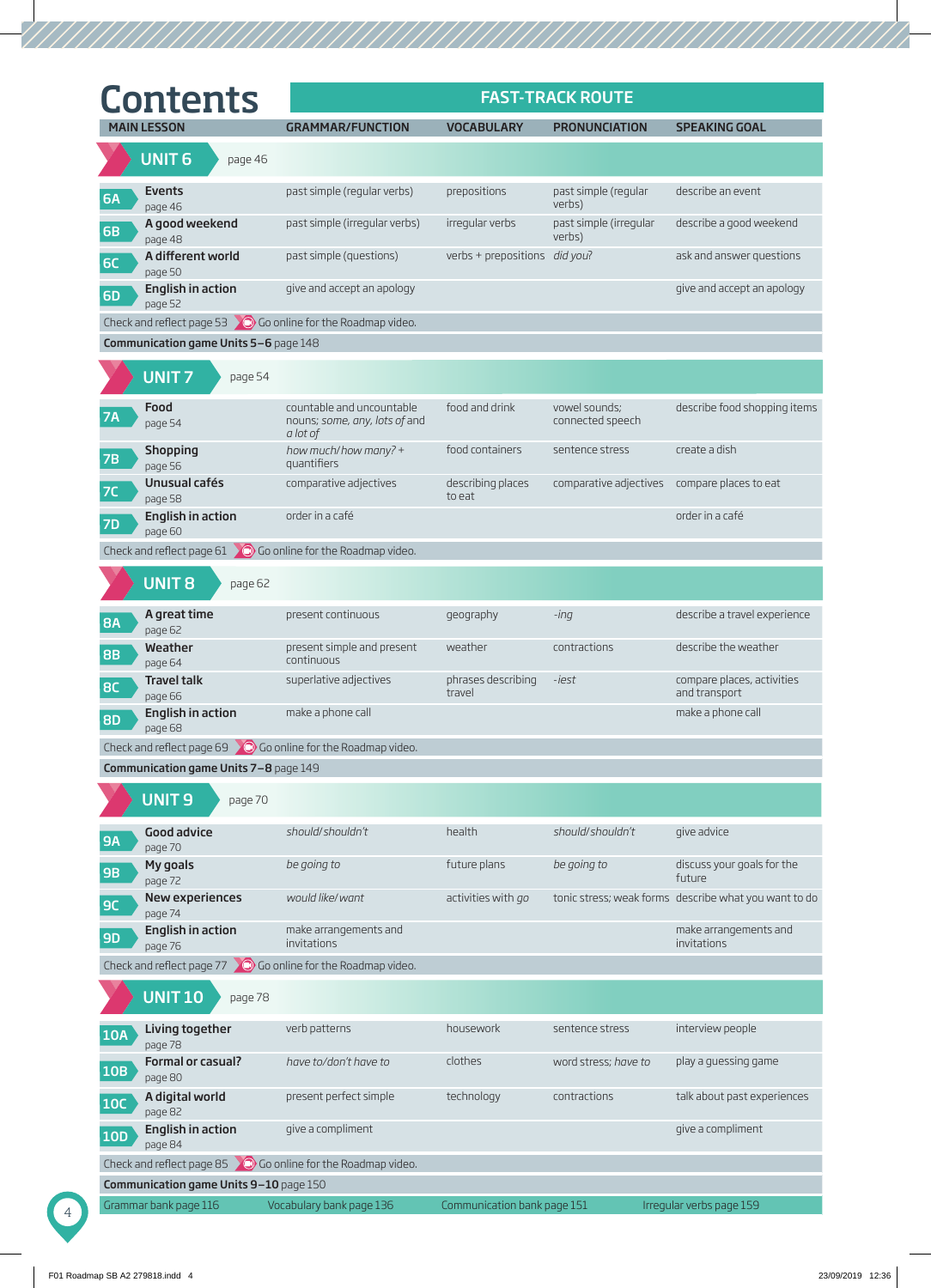# Contents

## FAST-TRACK ROUTE

| MAIN LESSON | GRAMMAR/FUNCTION | VOCABULARY | PRONUNCIATION | SPEAKING GOAL |
|---|---|---|---|---|
| **UNIT 6** page 46 | | | | |
| 6A **Events** page 46 | past simple (regular verbs) | prepositions | past simple (regular verbs) | describe an event |
| 6B **A good weekend** page 48 | past simple (irregular verbs) | irregular verbs | past simple (irregular verbs) | describe a good weekend |
| 6C **A different world** page 50 | past simple (questions) | verbs + prepositions | *did you?* | ask and answer questions |
| 6D **English in action** page 52 | give and accept an apology | | | give and accept an apology |
| Check and reflect page 53 Go online for the Roadmap video. | | | | |
| **Communication game Units 5–6** page 148 | | | | |
| **UNIT 7** page 54 | | | | |
| 7A **Food** page 54 | countable and uncountable nouns; *some, any, lots of* and *a lot of* | food and drink | vowel sounds; connected speech | describe food shopping items |
| 7B **Shopping** page 56 | *how much/how many?* + quantifiers | food containers | sentence stress | create a dish |
| 7C **Unusual cafés** page 58 | comparative adjectives | describing places to eat | comparative adjectives | compare places to eat |
| 7D **English in action** page 60 | order in a café | | | order in a café |
| Check and reflect page 61 Go online for the Roadmap video. | | | | |
| **UNIT 8** page 62 | | | | |
| 8A **A great time** page 62 | present continuous | geography | *-ing* | describe a travel experience |
| 8B **Weather** page 64 | present simple and present continuous | weather | contractions | describe the weather |
| 8C **Travel talk** page 66 | superlative adjectives | phrases describing travel | *-iest* | compare places, activities and transport |
| 8D **English in action** page 68 | make a phone call | | | make a phone call |
| Check and reflect page 69 Go online for the Roadmap video. | | | | |
| **Communication game Units 7–8** page 149 | | | | |
| **UNIT 9** page 70 | | | | |
| 9A **Good advice** page 70 | *should/shouldn't* | health | *should/shouldn't* | give advice |
| 9B **My goals** page 72 | *be going to* | future plans | *be going to* | discuss your goals for the future |
| 9C **New experiences** page 74 | *would like/want* | activities with *go* | tonic stress; weak forms | describe what you want to do |
| 9D **English in action** page 76 | make arrangements and invitations | | | make arrangements and invitations |
| Check and reflect page 77 Go online for the Roadmap video. | | | | |
| **UNIT 10** page 78 | | | | |
| 10A **Living together** page 78 | verb patterns | housework | sentence stress | interview people |
| 10B **Formal or casual?** page 80 | *have to/don't have to* | clothes | word stress; *have to* | play a guessing game |
| 10C **A digital world** page 82 | present perfect simple | technology | contractions | talk about past experiences |
| 10D **English in action** page 84 | give a compliment | | | give a compliment |
| Check and reflect page 85 Go online for the Roadmap video. | | | | |
| **Communication game Units 9–10** page 150 | | | | |

Grammar bank page 116 | Vocabulary bank page 136 | Communication bank page 151 | Irregular verbs page 159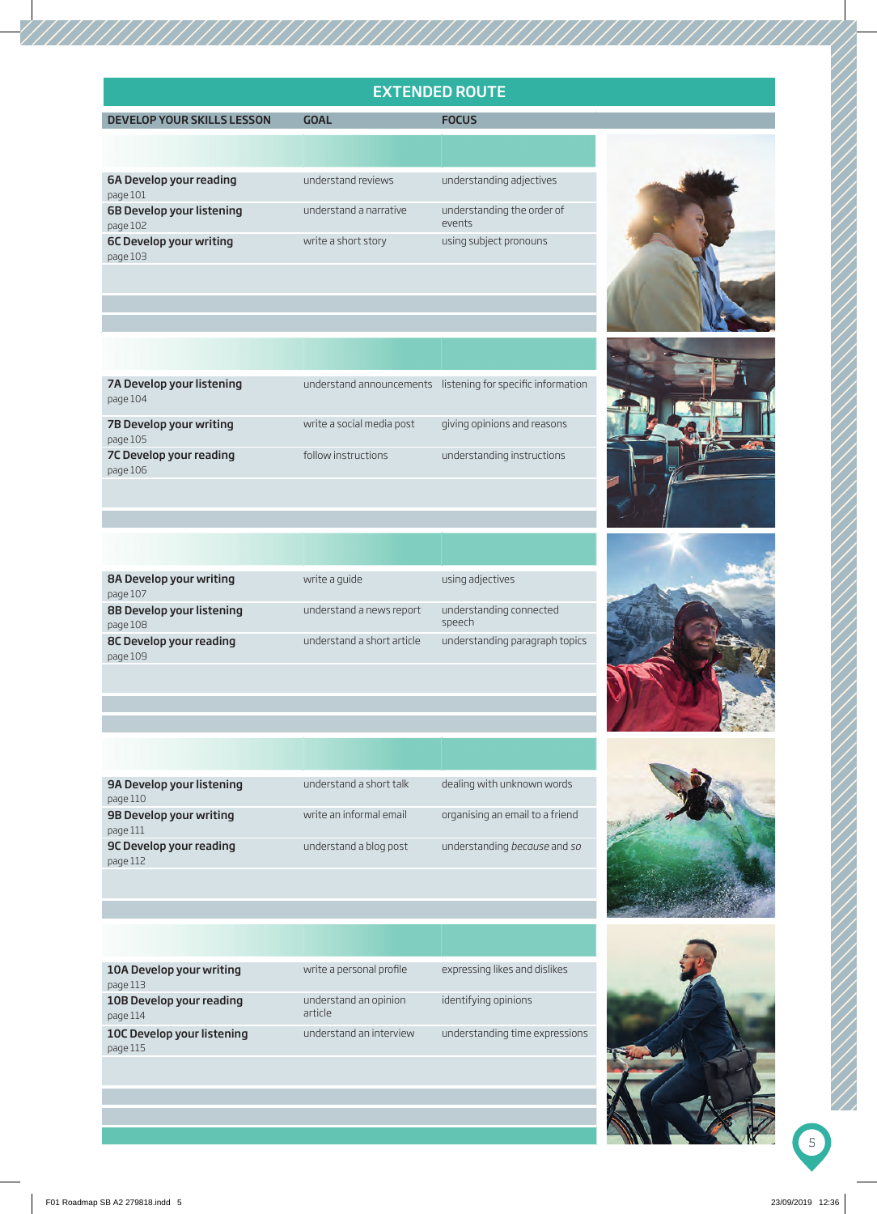## EXTENDED ROUTE

| DEVELOP YOUR SKILLS LESSON | GOAL | FOCUS |
|---|---|---|
| **6A Develop your reading** page 101 | understand reviews | understanding adjectives |
| **6B Develop your listening** page 102 | understand a narrative | understanding the order of events |
| **6C Develop your writing** page 103 | write a short story | using subject pronouns |
| **7A Develop your listening** page 104 | understand announcements | listening for specific information |
| **7B Develop your writing** page 105 | write a social media post | giving opinions and reasons |
| **7C Develop your reading** page 106 | follow instructions | understanding instructions |
| **8A Develop your writing** page 107 | write a guide | using adjectives |
| **8B Develop your listening** page 108 | understand a news report | understanding connected speech |
| **8C Develop your reading** page 109 | understand a short article | understanding paragraph topics |
| **9A Develop your listening** page 110 | understand a short talk | dealing with unknown words |
| **9B Develop your writing** page 111 | write an informal email | organising an email to a friend |
| **9C Develop your reading** page 112 | understand a blog post | understanding *because* and *so* |
| **10A Develop your writing** page 113 | write a personal profile | expressing likes and dislikes |
| **10B Develop your reading** page 114 | understand an opinion article | identifying opinions |
| **10C Develop your listening** page 115 | understand an interview | understanding time expressions |